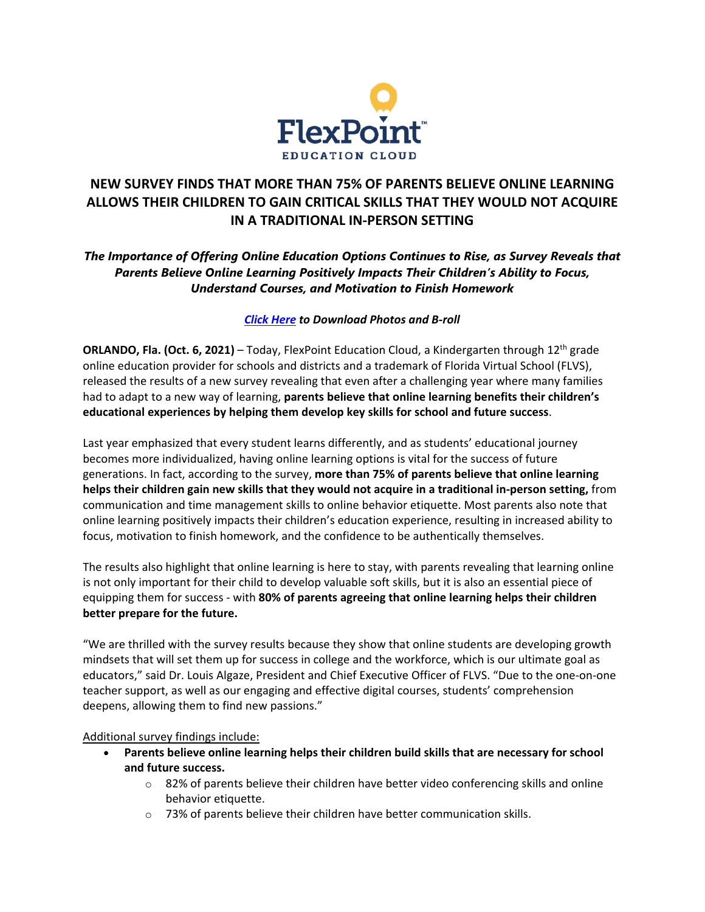FlexPoint™
EDUCATION CLOUD

# NEW SURVEY FINDS THAT MORE THAN 75% OF PARENTS BELIEVE ONLINE LEARNING ALLOWS THEIR CHILDREN TO GAIN CRITICAL SKILLS THAT THEY WOULD NOT ACQUIRE IN A TRADITIONAL IN-PERSON SETTING

***The Importance of Offering Online Education Options Continues to Rise, as Survey Reveals that Parents Believe Online Learning Positively Impacts Their Children's Ability to Focus, Understand Courses, and Motivation to Finish Homework***

***Click Here to Download Photos and B-roll***

**ORLANDO, Fla. (Oct. 6, 2021)** – Today, FlexPoint Education Cloud, a Kindergarten through 12th grade online education provider for schools and districts and a trademark of Florida Virtual School (FLVS), released the results of a new survey revealing that even after a challenging year where many families had to adapt to a new way of learning, **parents believe that online learning benefits their children's educational experiences by helping them develop key skills for school and future success**.

Last year emphasized that every student learns differently, and as students' educational journey becomes more individualized, having online learning options is vital for the success of future generations. In fact, according to the survey, **more than 75% of parents believe that online learning helps their children gain new skills that they would not acquire in a traditional in-person setting,** from communication and time management skills to online behavior etiquette. Most parents also note that online learning positively impacts their children's education experience, resulting in increased ability to focus, motivation to finish homework, and the confidence to be authentically themselves.

The results also highlight that online learning is here to stay, with parents revealing that learning online is not only important for their child to develop valuable soft skills, but it is also an essential piece of equipping them for success - with **80% of parents agreeing that online learning helps their children better prepare for the future.**

"We are thrilled with the survey results because they show that online students are developing growth mindsets that will set them up for success in college and the workforce, which is our ultimate goal as educators," said Dr. Louis Algaze, President and Chief Executive Officer of FLVS. "Due to the one-on-one teacher support, as well as our engaging and effective digital courses, students' comprehension deepens, allowing them to find new passions."

Additional survey findings include:

- **Parents believe online learning helps their children build skills that are necessary for school and future success.**
  - 82% of parents believe their children have better video conferencing skills and online behavior etiquette.
  - 73% of parents believe their children have better communication skills.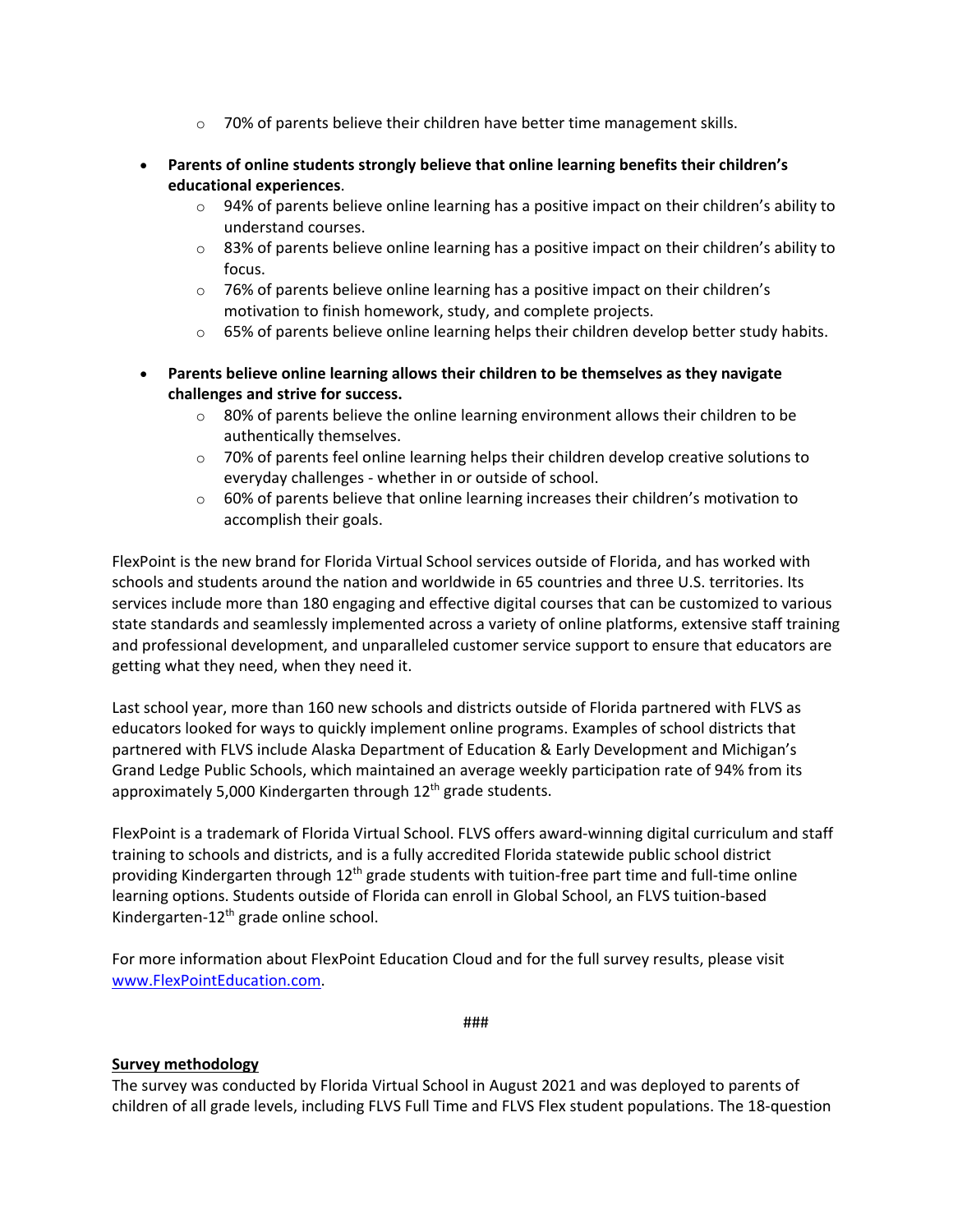- 70% of parents believe their children have better time management skills.

- **Parents of online students strongly believe that online learning benefits their children's educational experiences**.
    - 94% of parents believe online learning has a positive impact on their children's ability to understand courses.
    - 83% of parents believe online learning has a positive impact on their children's ability to focus.
    - 76% of parents believe online learning has a positive impact on their children's motivation to finish homework, study, and complete projects.
    - 65% of parents believe online learning helps their children develop better study habits.

- **Parents believe online learning allows their children to be themselves as they navigate challenges and strive for success.**
    - 80% of parents believe the online learning environment allows their children to be authentically themselves.
    - 70% of parents feel online learning helps their children develop creative solutions to everyday challenges - whether in or outside of school.
    - 60% of parents believe that online learning increases their children's motivation to accomplish their goals.

FlexPoint is the new brand for Florida Virtual School services outside of Florida, and has worked with schools and students around the nation and worldwide in 65 countries and three U.S. territories. Its services include more than 180 engaging and effective digital courses that can be customized to various state standards and seamlessly implemented across a variety of online platforms, extensive staff training and professional development, and unparalleled customer service support to ensure that educators are getting what they need, when they need it.

Last school year, more than 160 new schools and districts outside of Florida partnered with FLVS as educators looked for ways to quickly implement online programs. Examples of school districts that partnered with FLVS include Alaska Department of Education & Early Development and Michigan's Grand Ledge Public Schools, which maintained an average weekly participation rate of 94% from its approximately 5,000 Kindergarten through 12th grade students.

FlexPoint is a trademark of Florida Virtual School. FLVS offers award-winning digital curriculum and staff training to schools and districts, and is a fully accredited Florida statewide public school district providing Kindergarten through 12th grade students with tuition-free part time and full-time online learning options. Students outside of Florida can enroll in Global School, an FLVS tuition-based Kindergarten-12th grade online school.

For more information about FlexPoint Education Cloud and for the full survey results, please visit [www.FlexPointEducation.com](www.FlexPointEducation.com).

###

**Survey methodology**

The survey was conducted by Florida Virtual School in August 2021 and was deployed to parents of children of all grade levels, including FLVS Full Time and FLVS Flex student populations. The 18-question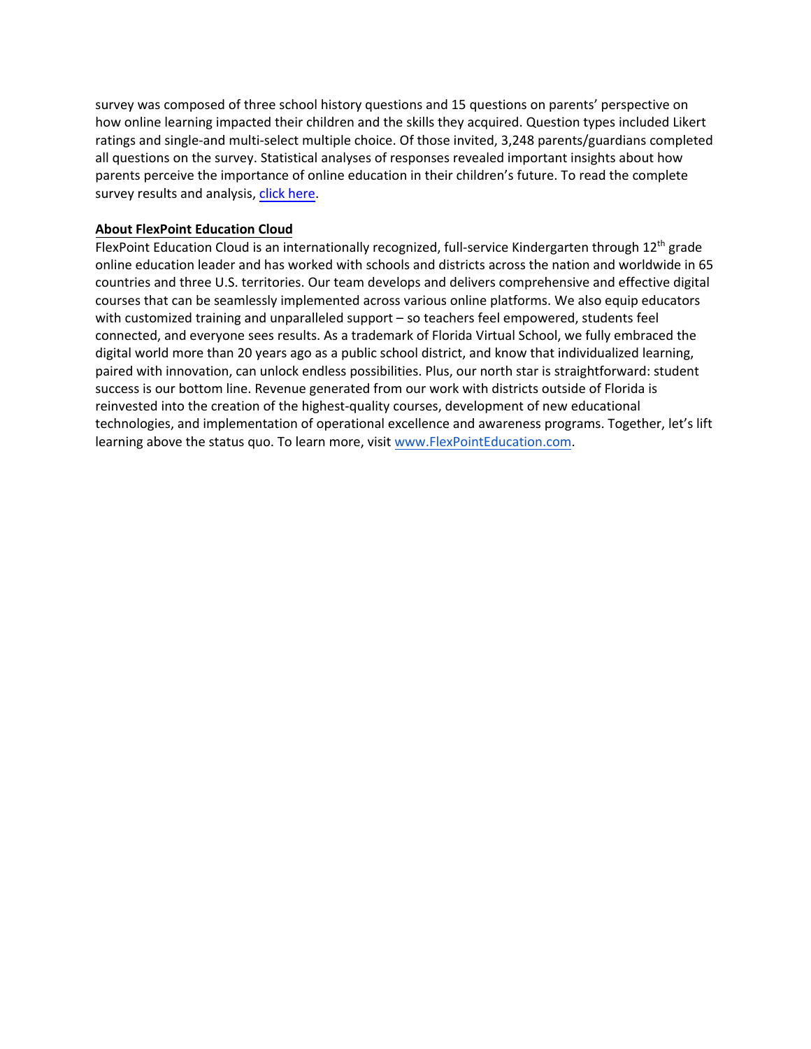survey was composed of three school history questions and 15 questions on parents' perspective on how online learning impacted their children and the skills they acquired. Question types included Likert ratings and single-and multi-select multiple choice. Of those invited, 3,248 parents/guardians completed all questions on the survey. Statistical analyses of responses revealed important insights about how parents perceive the importance of online education in their children's future. To read the complete survey results and analysis, click here.

**About FlexPoint Education Cloud**

FlexPoint Education Cloud is an internationally recognized, full-service Kindergarten through 12th grade online education leader and has worked with schools and districts across the nation and worldwide in 65 countries and three U.S. territories. Our team develops and delivers comprehensive and effective digital courses that can be seamlessly implemented across various online platforms. We also equip educators with customized training and unparalleled support – so teachers feel empowered, students feel connected, and everyone sees results. As a trademark of Florida Virtual School, we fully embraced the digital world more than 20 years ago as a public school district, and know that individualized learning, paired with innovation, can unlock endless possibilities. Plus, our north star is straightforward: student success is our bottom line. Revenue generated from our work with districts outside of Florida is reinvested into the creation of the highest-quality courses, development of new educational technologies, and implementation of operational excellence and awareness programs. Together, let's lift learning above the status quo. To learn more, visit www.FlexPointEducation.com.